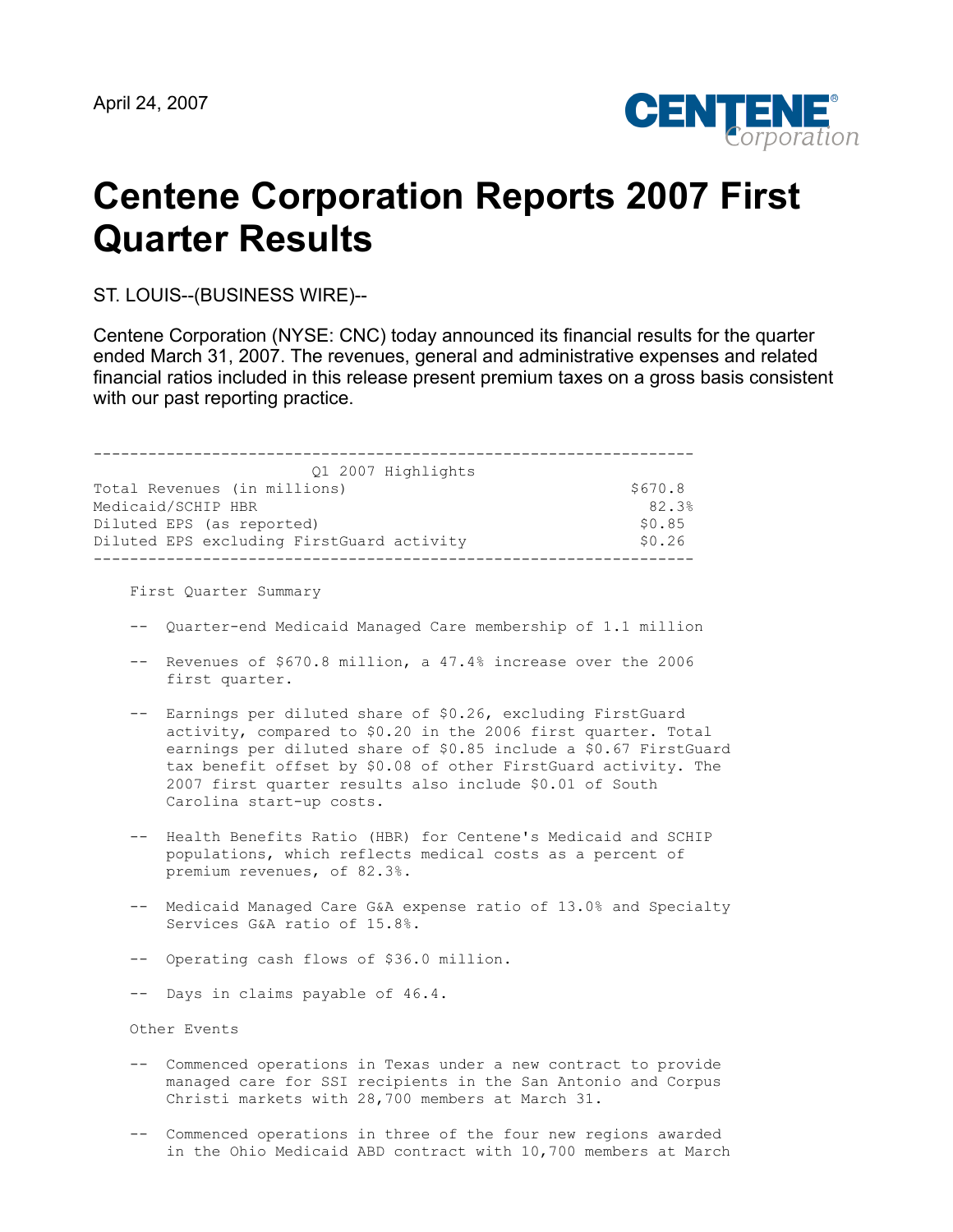April 24, 2007

# Centene Corporation Reports 2007 First Quarter Results

ST. LOUIS--(BUSINESS WIRE)--

Centene Corporation (NYSE: CNC) today announced its financial results for the quarter ended March 31, 2007. The revenues, general and administrative expenses and related financial ratios included in this release present premium taxes on a gross basis consistent with our past reporting practice.

| Q1 2007 Highlights | |
|---|---|
| Total Revenues (in millions) | $670.8 |
| Medicaid/SCHIP HBR | 82.3% |
| Diluted EPS (as reported) | $0.85 |
| Diluted EPS excluding FirstGuard activity | $0.26 |

First Quarter Summary

- Quarter-end Medicaid Managed Care membership of 1.1 million
- Revenues of $670.8 million, a 47.4% increase over the 2006 first quarter.
- Earnings per diluted share of $0.26, excluding FirstGuard activity, compared to $0.20 in the 2006 first quarter. Total earnings per diluted share of $0.85 include a $0.67 FirstGuard tax benefit offset by $0.08 of other FirstGuard activity. The 2007 first quarter results also include $0.01 of South Carolina start-up costs.
- Health Benefits Ratio (HBR) for Centene's Medicaid and SCHIP populations, which reflects medical costs as a percent of premium revenues, of 82.3%.
- Medicaid Managed Care G&A expense ratio of 13.0% and Specialty Services G&A ratio of 15.8%.
- Operating cash flows of $36.0 million.
- Days in claims payable of 46.4.

Other Events

- Commenced operations in Texas under a new contract to provide managed care for SSI recipients in the San Antonio and Corpus Christi markets with 28,700 members at March 31.
- Commenced operations in three of the four new regions awarded in the Ohio Medicaid ABD contract with 10,700 members at March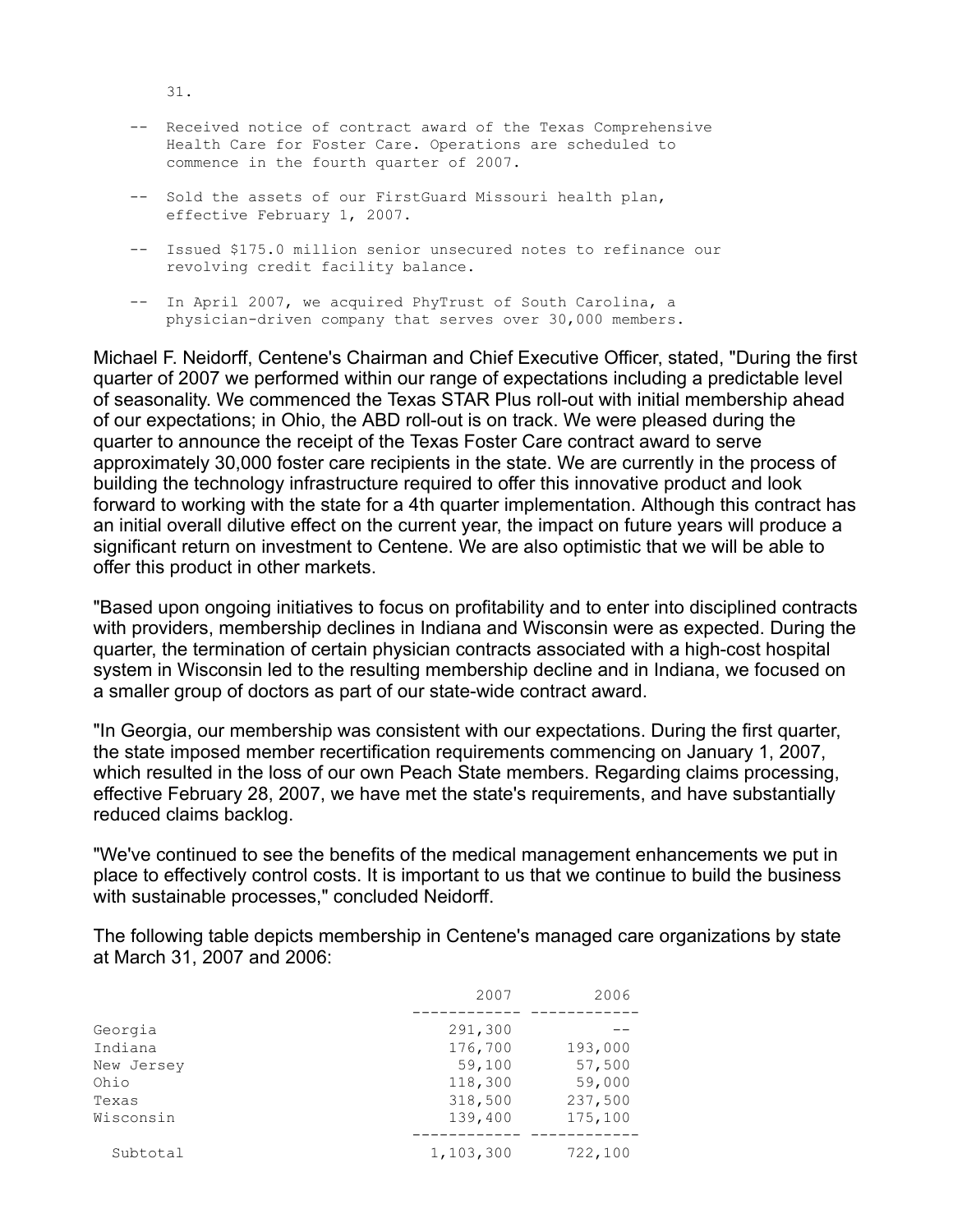31.

- Received notice of contract award of the Texas Comprehensive Health Care for Foster Care. Operations are scheduled to commence in the fourth quarter of 2007.

- Sold the assets of our FirstGuard Missouri health plan, effective February 1, 2007.

- Issued $175.0 million senior unsecured notes to refinance our revolving credit facility balance.

- In April 2007, we acquired PhyTrust of South Carolina, a physician-driven company that serves over 30,000 members.

Michael F. Neidorff, Centene's Chairman and Chief Executive Officer, stated, "During the first quarter of 2007 we performed within our range of expectations including a predictable level of seasonality. We commenced the Texas STAR Plus roll-out with initial membership ahead of our expectations; in Ohio, the ABD roll-out is on track. We were pleased during the quarter to announce the receipt of the Texas Foster Care contract award to serve approximately 30,000 foster care recipients in the state. We are currently in the process of building the technology infrastructure required to offer this innovative product and look forward to working with the state for a 4th quarter implementation. Although this contract has an initial overall dilutive effect on the current year, the impact on future years will produce a significant return on investment to Centene. We are also optimistic that we will be able to offer this product in other markets.

"Based upon ongoing initiatives to focus on profitability and to enter into disciplined contracts with providers, membership declines in Indiana and Wisconsin were as expected. During the quarter, the termination of certain physician contracts associated with a high-cost hospital system in Wisconsin led to the resulting membership decline and in Indiana, we focused on a smaller group of doctors as part of our state-wide contract award.

"In Georgia, our membership was consistent with our expectations. During the first quarter, the state imposed member recertification requirements commencing on January 1, 2007, which resulted in the loss of our own Peach State members. Regarding claims processing, effective February 28, 2007, we have met the state's requirements, and have substantially reduced claims backlog.

"We've continued to see the benefits of the medical management enhancements we put in place to effectively control costs. It is important to us that we continue to build the business with sustainable processes," concluded Neidorff.

The following table depicts membership in Centene's managed care organizations by state at March 31, 2007 and 2006:

| | 2007 | 2006 |
|---|---|---|
| Georgia | 291,300 | -- |
| Indiana | 176,700 | 193,000 |
| New Jersey | 59,100 | 57,500 |
| Ohio | 118,300 | 59,000 |
| Texas | 318,500 | 237,500 |
| Wisconsin | 139,400 | 175,100 |
| Subtotal | 1,103,300 | 722,100 |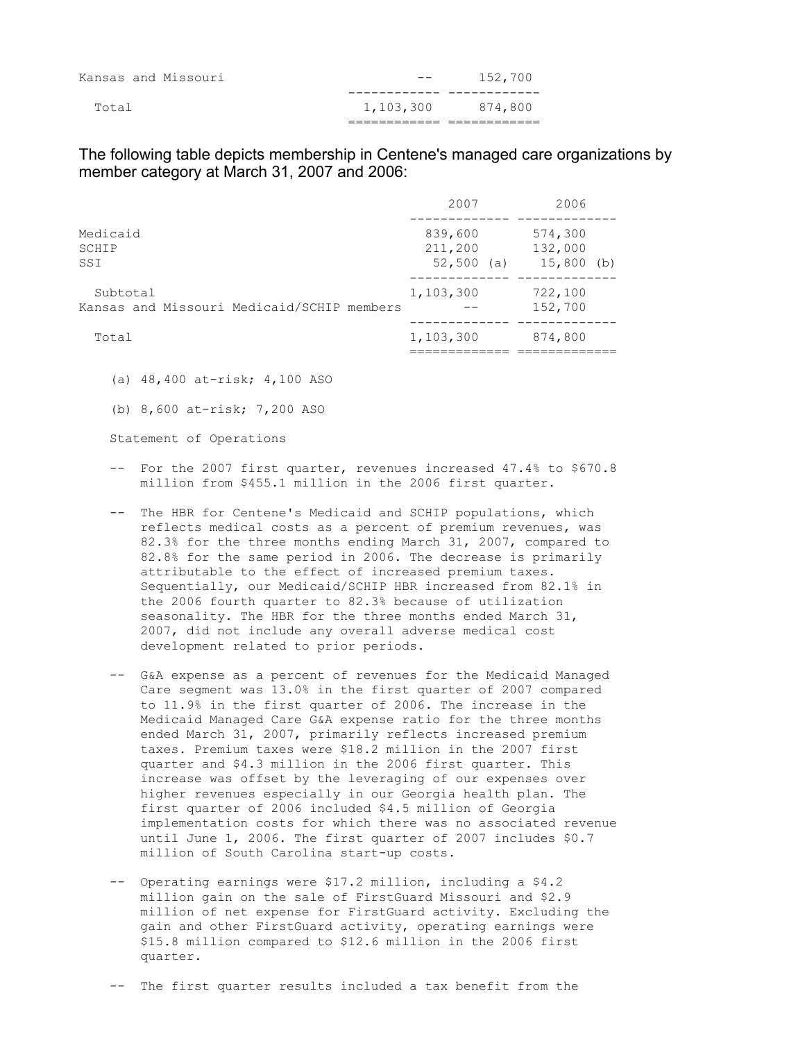| | | |
|---|---|---|
| Kansas and Missouri | -- | 152,700 |
| Total | 1,103,300 | 874,800 |

The following table depicts membership in Centene's managed care organizations by member category at March 31, 2007 and 2006:

| | 2007 | 2006 |
|---|---|---|
| Medicaid | 839,600 | 574,300 |
| SCHIP | 211,200 | 132,000 |
| SSI | 52,500 (a) | 15,800 (b) |
| Subtotal | 1,103,300 | 722,100 |
| Kansas and Missouri Medicaid/SCHIP members | -- | 152,700 |
| Total | 1,103,300 | 874,800 |

(a) 48,400 at-risk; 4,100 ASO

(b) 8,600 at-risk; 7,200 ASO

Statement of Operations

- For the 2007 first quarter, revenues increased 47.4% to $670.8 million from $455.1 million in the 2006 first quarter.

- The HBR for Centene's Medicaid and SCHIP populations, which reflects medical costs as a percent of premium revenues, was 82.3% for the three months ending March 31, 2007, compared to 82.8% for the same period in 2006. The decrease is primarily attributable to the effect of increased premium taxes. Sequentially, our Medicaid/SCHIP HBR increased from 82.1% in the 2006 fourth quarter to 82.3% because of utilization seasonality. The HBR for the three months ended March 31, 2007, did not include any overall adverse medical cost development related to prior periods.

- G&A expense as a percent of revenues for the Medicaid Managed Care segment was 13.0% in the first quarter of 2007 compared to 11.9% in the first quarter of 2006. The increase in the Medicaid Managed Care G&A expense ratio for the three months ended March 31, 2007, primarily reflects increased premium taxes. Premium taxes were $18.2 million in the 2007 first quarter and $4.3 million in the 2006 first quarter. This increase was offset by the leveraging of our expenses over higher revenues especially in our Georgia health plan. The first quarter of 2006 included $4.5 million of Georgia implementation costs for which there was no associated revenue until June 1, 2006. The first quarter of 2007 includes $0.7 million of South Carolina start-up costs.

- Operating earnings were $17.2 million, including a $4.2 million gain on the sale of FirstGuard Missouri and $2.9 million of net expense for FirstGuard activity. Excluding the gain and other FirstGuard activity, operating earnings were $15.8 million compared to $12.6 million in the 2006 first quarter.

- The first quarter results included a tax benefit from the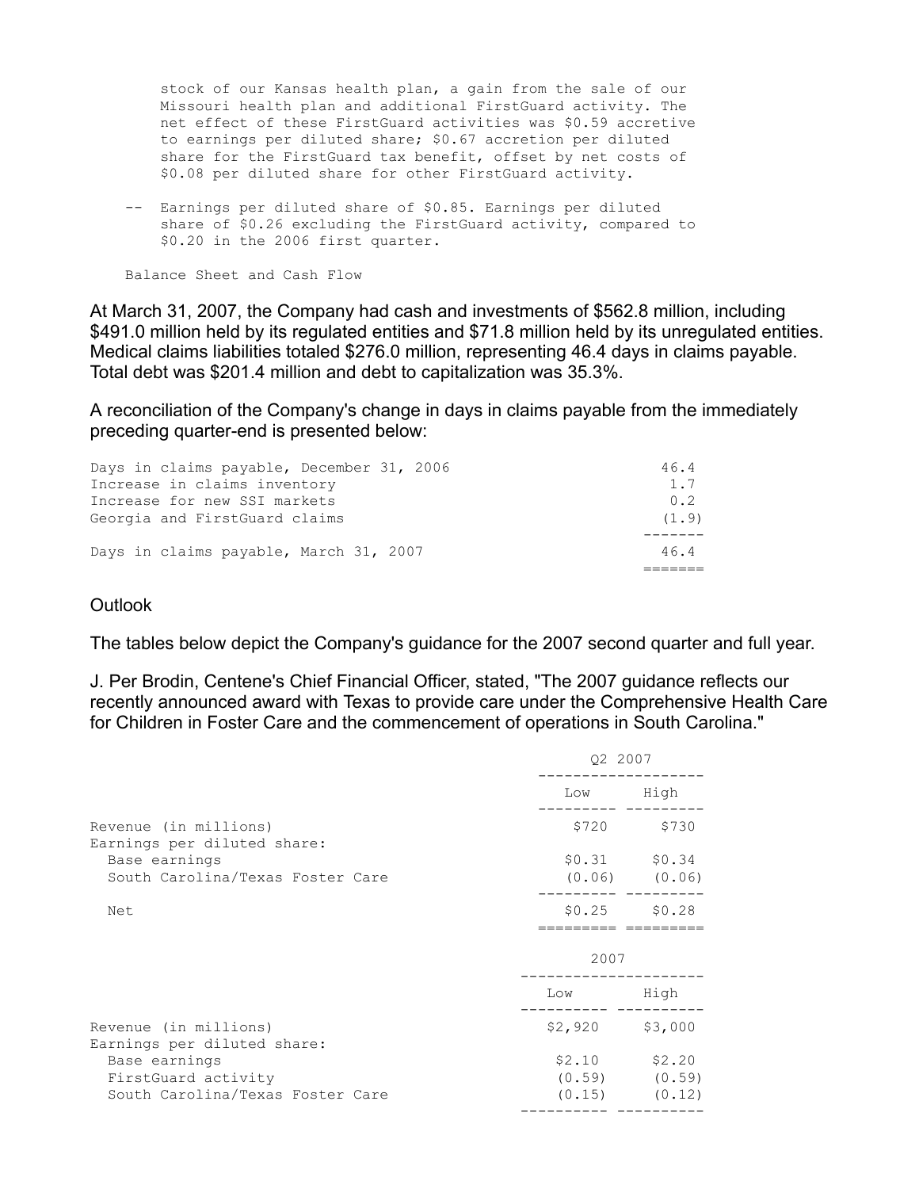stock of our Kansas health plan, a gain from the sale of our Missouri health plan and additional FirstGuard activity. The net effect of these FirstGuard activities was $0.59 accretive to earnings per diluted share; $0.67 accretion per diluted share for the FirstGuard tax benefit, offset by net costs of $0.08 per diluted share for other FirstGuard activity.

-- Earnings per diluted share of $0.85. Earnings per diluted share of $0.26 excluding the FirstGuard activity, compared to $0.20 in the 2006 first quarter.

Balance Sheet and Cash Flow

At March 31, 2007, the Company had cash and investments of $562.8 million, including $491.0 million held by its regulated entities and $71.8 million held by its unregulated entities. Medical claims liabilities totaled $276.0 million, representing 46.4 days in claims payable. Total debt was $201.4 million and debt to capitalization was 35.3%.

A reconciliation of the Company's change in days in claims payable from the immediately preceding quarter-end is presented below:

| | |
|---|---|
| Days in claims payable, December 31, 2006 | 46.4 |
| Increase in claims inventory | 1.7 |
| Increase for new SSI markets | 0.2 |
| Georgia and FirstGuard claims | (1.9) |
| Days in claims payable, March 31, 2007 | 46.4 |

Outlook

The tables below depict the Company's guidance for the 2007 second quarter and full year.

J. Per Brodin, Centene's Chief Financial Officer, stated, "The 2007 guidance reflects our recently announced award with Texas to provide care under the Comprehensive Health Care for Children in Foster Care and the commencement of operations in South Carolina."

| | Q2 2007 | |
|---|---|---|
| | Low | High |
| Revenue (in millions) | $720 | $730 |
| Earnings per diluted share: | | |
| Base earnings | $0.31 | $0.34 |
| South Carolina/Texas Foster Care | (0.06) | (0.06) |
| Net | $0.25 | $0.28 |

| | 2007 | |
|---|---|---|
| | Low | High |
| Revenue (in millions) | $2,920 | $3,000 |
| Earnings per diluted share: | | |
| Base earnings | $2.10 | $2.20 |
| FirstGuard activity | (0.59) | (0.59) |
| South Carolina/Texas Foster Care | (0.15) | (0.12) |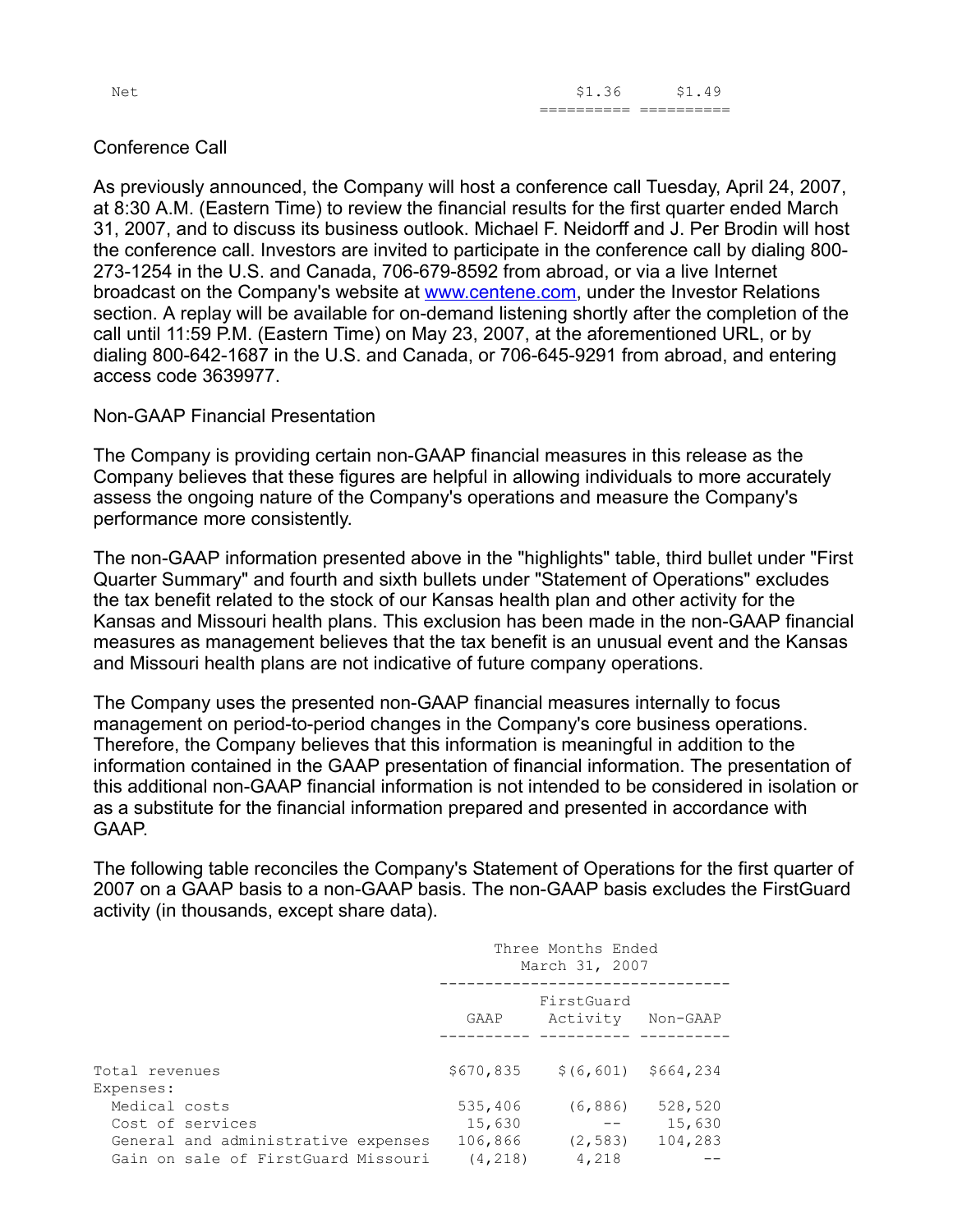| | | |
|---|---|---|
| Net | $1.36 | $1.49 |

## Conference Call

As previously announced, the Company will host a conference call Tuesday, April 24, 2007, at 8:30 A.M. (Eastern Time) to review the financial results for the first quarter ended March 31, 2007, and to discuss its business outlook. Michael F. Neidorff and J. Per Brodin will host the conference call. Investors are invited to participate in the conference call by dialing 800-273-1254 in the U.S. and Canada, 706-679-8592 from abroad, or via a live Internet broadcast on the Company's website at www.centene.com, under the Investor Relations section. A replay will be available for on-demand listening shortly after the completion of the call until 11:59 P.M. (Eastern Time) on May 23, 2007, at the aforementioned URL, or by dialing 800-642-1687 in the U.S. and Canada, or 706-645-9291 from abroad, and entering access code 3639977.

## Non-GAAP Financial Presentation

The Company is providing certain non-GAAP financial measures in this release as the Company believes that these figures are helpful in allowing individuals to more accurately assess the ongoing nature of the Company's operations and measure the Company's performance more consistently.

The non-GAAP information presented above in the "highlights" table, third bullet under "First Quarter Summary" and fourth and sixth bullets under "Statement of Operations" excludes the tax benefit related to the stock of our Kansas health plan and other activity for the Kansas and Missouri health plans. This exclusion has been made in the non-GAAP financial measures as management believes that the tax benefit is an unusual event and the Kansas and Missouri health plans are not indicative of future company operations.

The Company uses the presented non-GAAP financial measures internally to focus management on period-to-period changes in the Company's core business operations. Therefore, the Company believes that this information is meaningful in addition to the information contained in the GAAP presentation of financial information. The presentation of this additional non-GAAP financial information is not intended to be considered in isolation or as a substitute for the financial information prepared and presented in accordance with GAAP.

The following table reconciles the Company's Statement of Operations for the first quarter of 2007 on a GAAP basis to a non-GAAP basis. The non-GAAP basis excludes the FirstGuard activity (in thousands, except share data).

| | Three Months Ended March 31, 2007 | | |
|---|---|---|---|
| | GAAP | FirstGuard Activity | Non-GAAP |
| Total revenues | $670,835 | $(6,601) | $664,234 |
| Expenses: | | | |
| Medical costs | 535,406 | (6,886) | 528,520 |
| Cost of services | 15,630 | -- | 15,630 |
| General and administrative expenses | 106,866 | (2,583) | 104,283 |
| Gain on sale of FirstGuard Missouri | (4,218) | 4,218 | -- |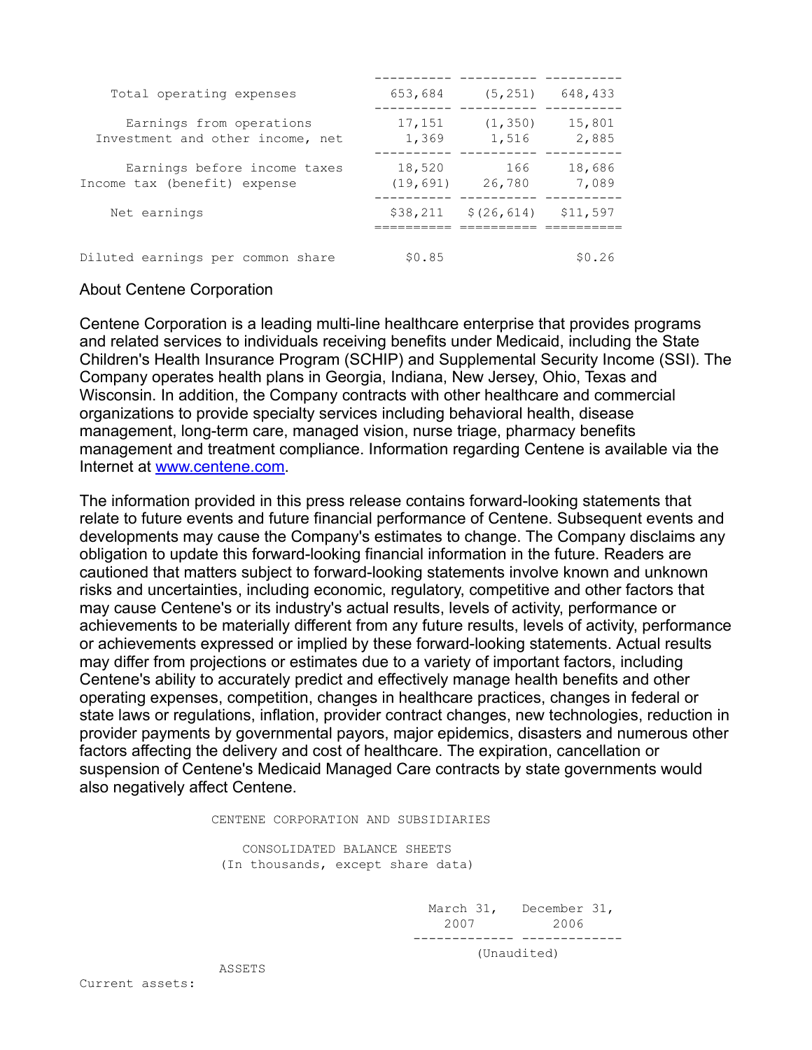| | | | |
|---|---|---|---|
| Total operating expenses | 653,684 | (5,251) | 648,433 |
| Earnings from operations | 17,151 | (1,350) | 15,801 |
| Investment and other income, net | 1,369 | 1,516 | 2,885 |
| Earnings before income taxes | 18,520 | 166 | 18,686 |
| Income tax (benefit) expense | (19,691) | 26,780 | 7,089 |
| Net earnings | $38,211 | $(26,614) | $11,597 |
| Diluted earnings per common share | $0.85 | | $0.26 |

About Centene Corporation

Centene Corporation is a leading multi-line healthcare enterprise that provides programs and related services to individuals receiving benefits under Medicaid, including the State Children's Health Insurance Program (SCHIP) and Supplemental Security Income (SSI). The Company operates health plans in Georgia, Indiana, New Jersey, Ohio, Texas and Wisconsin. In addition, the Company contracts with other healthcare and commercial organizations to provide specialty services including behavioral health, disease management, long-term care, managed vision, nurse triage, pharmacy benefits management and treatment compliance. Information regarding Centene is available via the Internet at www.centene.com.

The information provided in this press release contains forward-looking statements that relate to future events and future financial performance of Centene. Subsequent events and developments may cause the Company's estimates to change. The Company disclaims any obligation to update this forward-looking financial information in the future. Readers are cautioned that matters subject to forward-looking statements involve known and unknown risks and uncertainties, including economic, regulatory, competitive and other factors that may cause Centene's or its industry's actual results, levels of activity, performance or achievements to be materially different from any future results, levels of activity, performance or achievements expressed or implied by these forward-looking statements. Actual results may differ from projections or estimates due to a variety of important factors, including Centene's ability to accurately predict and effectively manage health benefits and other operating expenses, competition, changes in healthcare practices, changes in federal or state laws or regulations, inflation, provider contract changes, new technologies, reduction in provider payments by governmental payors, major epidemics, disasters and numerous other factors affecting the delivery and cost of healthcare. The expiration, cancellation or suspension of Centene's Medicaid Managed Care contracts by state governments would also negatively affect Centene.

CENTENE CORPORATION AND SUBSIDIARIES

CONSOLIDATED BALANCE SHEETS
(In thousands, except share data)

| | March 31, 2007 | December 31, 2006 |
|---|---|---|
| | (Unaudited) | |
| ASSETS | | |
| Current assets: | | |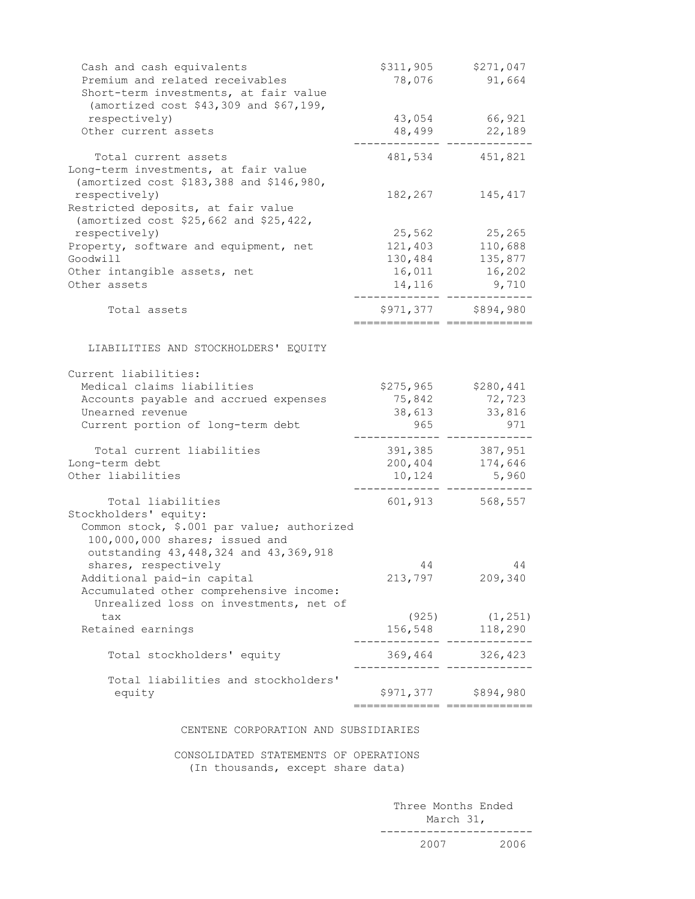| | | |
|---|---|---|
| Cash and cash equivalents | $311,905 | $271,047 |
| Premium and related receivables | 78,076 | 91,664 |
| Short-term investments, at fair value (amortized cost $43,309 and $67,199, respectively) | 43,054 | 66,921 |
| Other current assets | 48,499 | 22,189 |
| Total current assets | 481,534 | 451,821 |
| Long-term investments, at fair value (amortized cost $183,388 and $146,980, respectively) | 182,267 | 145,417 |
| Restricted deposits, at fair value (amortized cost $25,662 and $25,422, respectively) | 25,562 | 25,265 |
| Property, software and equipment, net | 121,403 | 110,688 |
| Goodwill | 130,484 | 135,877 |
| Other intangible assets, net | 16,011 | 16,202 |
| Other assets | 14,116 | 9,710 |
| Total assets | $971,377 | $894,980 |
| **LIABILITIES AND STOCKHOLDERS' EQUITY** | | |
| Current liabilities: | | |
| Medical claims liabilities | $275,965 | $280,441 |
| Accounts payable and accrued expenses | 75,842 | 72,723 |
| Unearned revenue | 38,613 | 33,816 |
| Current portion of long-term debt | 965 | 971 |
| Total current liabilities | 391,385 | 387,951 |
| Long-term debt | 200,404 | 174,646 |
| Other liabilities | 10,124 | 5,960 |
| Total liabilities | 601,913 | 568,557 |
| Stockholders' equity: | | |
| Common stock, $.001 par value; authorized 100,000,000 shares; issued and outstanding 43,448,324 and 43,369,918 shares, respectively | 44 | 44 |
| Additional paid-in capital | 213,797 | 209,340 |
| Accumulated other comprehensive income: | | |
| Unrealized loss on investments, net of tax | (925) | (1,251) |
| Retained earnings | 156,548 | 118,290 |
| Total stockholders' equity | 369,464 | 326,423 |
| Total liabilities and stockholders' equity | $971,377 | $894,980 |

## CENTENE CORPORATION AND SUBSIDIARIES

### CONSOLIDATED STATEMENTS OF OPERATIONS
(In thousands, except share data)

| | Three Months Ended March 31, | |
|---|---|---|
| | 2007 | 2006 |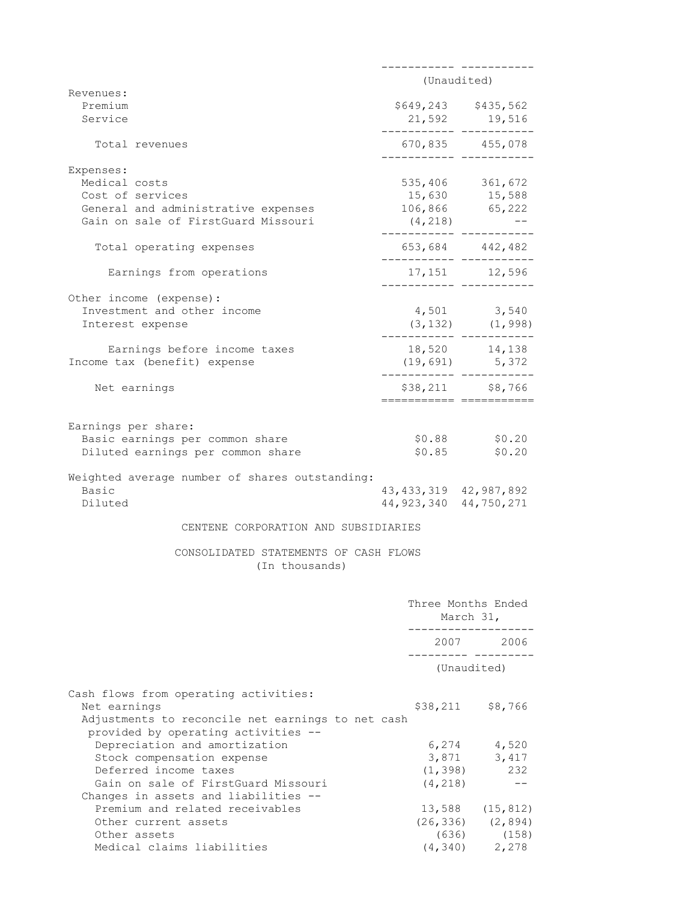| | | |
|---|---|---|
| | (Unaudited) | |
| Revenues: | | |
| Premium | $649,243 | $435,562 |
| Service | 21,592 | 19,516 |
| Total revenues | 670,835 | 455,078 |
| Expenses: | | |
| Medical costs | 535,406 | 361,672 |
| Cost of services | 15,630 | 15,588 |
| General and administrative expenses | 106,866 | 65,222 |
| Gain on sale of FirstGuard Missouri | (4,218) | -- |
| Total operating expenses | 653,684 | 442,482 |
| Earnings from operations | 17,151 | 12,596 |
| Other income (expense): | | |
| Investment and other income | 4,501 | 3,540 |
| Interest expense | (3,132) | (1,998) |
| Earnings before income taxes | 18,520 | 14,138 |
| Income tax (benefit) expense | (19,691) | 5,372 |
| Net earnings | $38,211 | $8,766 |
| Earnings per share: | | |
| Basic earnings per common share | $0.88 | $0.20 |
| Diluted earnings per common share | $0.85 | $0.20 |
| Weighted average number of shares outstanding: | | |
| Basic | 43,433,319 | 42,987,892 |
| Diluted | 44,923,340 | 44,750,271 |

CENTENE CORPORATION AND SUBSIDIARIES

CONSOLIDATED STATEMENTS OF CASH FLOWS
(In thousands)

| | Three Months Ended March 31, | |
|---|---|---|
| | 2007 | 2006 |
| | (Unaudited) | |
| Cash flows from operating activities: | | |
| Net earnings | $38,211 | $8,766 |
| Adjustments to reconcile net earnings to net cash provided by operating activities -- | | |
| Depreciation and amortization | 6,274 | 4,520 |
| Stock compensation expense | 3,871 | 3,417 |
| Deferred income taxes | (1,398) | 232 |
| Gain on sale of FirstGuard Missouri | (4,218) | -- |
| Changes in assets and liabilities -- | | |
| Premium and related receivables | 13,588 | (15,812) |
| Other current assets | (26,336) | (2,894) |
| Other assets | (636) | (158) |
| Medical claims liabilities | (4,340) | 2,278 |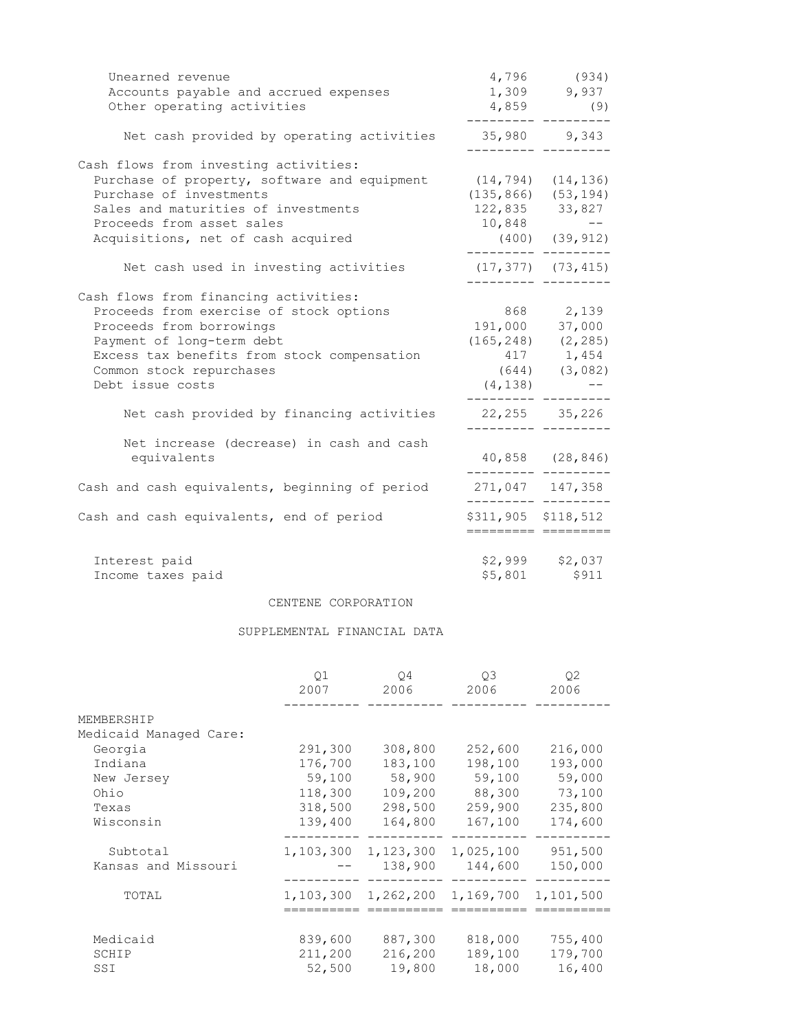| | | |
|---|---|---|
| Unearned revenue | 4,796 | (934) |
| Accounts payable and accrued expenses | 1,309 | 9,937 |
| Other operating activities | 4,859 | (9) |
| Net cash provided by operating activities | 35,980 | 9,343 |
| Cash flows from investing activities: | | |
| Purchase of property, software and equipment | (14,794) | (14,136) |
| Purchase of investments | (135,866) | (53,194) |
| Sales and maturities of investments | 122,835 | 33,827 |
| Proceeds from asset sales | 10,848 | -- |
| Acquisitions, net of cash acquired | (400) | (39,912) |
| Net cash used in investing activities | (17,377) | (73,415) |
| Cash flows from financing activities: | | |
| Proceeds from exercise of stock options | 868 | 2,139 |
| Proceeds from borrowings | 191,000 | 37,000 |
| Payment of long-term debt | (165,248) | (2,285) |
| Excess tax benefits from stock compensation | 417 | 1,454 |
| Common stock repurchases | (644) | (3,082) |
| Debt issue costs | (4,138) | -- |
| Net cash provided by financing activities | 22,255 | 35,226 |
| Net increase (decrease) in cash and cash equivalents | 40,858 | (28,846) |
| Cash and cash equivalents, beginning of period | 271,047 | 147,358 |
| Cash and cash equivalents, end of period | $311,905 | $118,512 |
| Interest paid | $2,999 | $2,037 |
| Income taxes paid | $5,801 | $911 |

CENTENE CORPORATION

SUPPLEMENTAL FINANCIAL DATA

| | Q1 2007 | Q4 2006 | Q3 2006 | Q2 2006 |
|---|---|---|---|---|
| MEMBERSHIP | | | | |
| Medicaid Managed Care: | | | | |
| Georgia | 291,300 | 308,800 | 252,600 | 216,000 |
| Indiana | 176,700 | 183,100 | 198,100 | 193,000 |
| New Jersey | 59,100 | 58,900 | 59,100 | 59,000 |
| Ohio | 118,300 | 109,200 | 88,300 | 73,100 |
| Texas | 318,500 | 298,500 | 259,900 | 235,800 |
| Wisconsin | 139,400 | 164,800 | 167,100 | 174,600 |
| Subtotal | 1,103,300 | 1,123,300 | 1,025,100 | 951,500 |
| Kansas and Missouri | -- | 138,900 | 144,600 | 150,000 |
| TOTAL | 1,103,300 | 1,262,200 | 1,169,700 | 1,101,500 |
| Medicaid | 839,600 | 887,300 | 818,000 | 755,400 |
| SCHIP | 211,200 | 216,200 | 189,100 | 179,700 |
| SSI | 52,500 | 19,800 | 18,000 | 16,400 |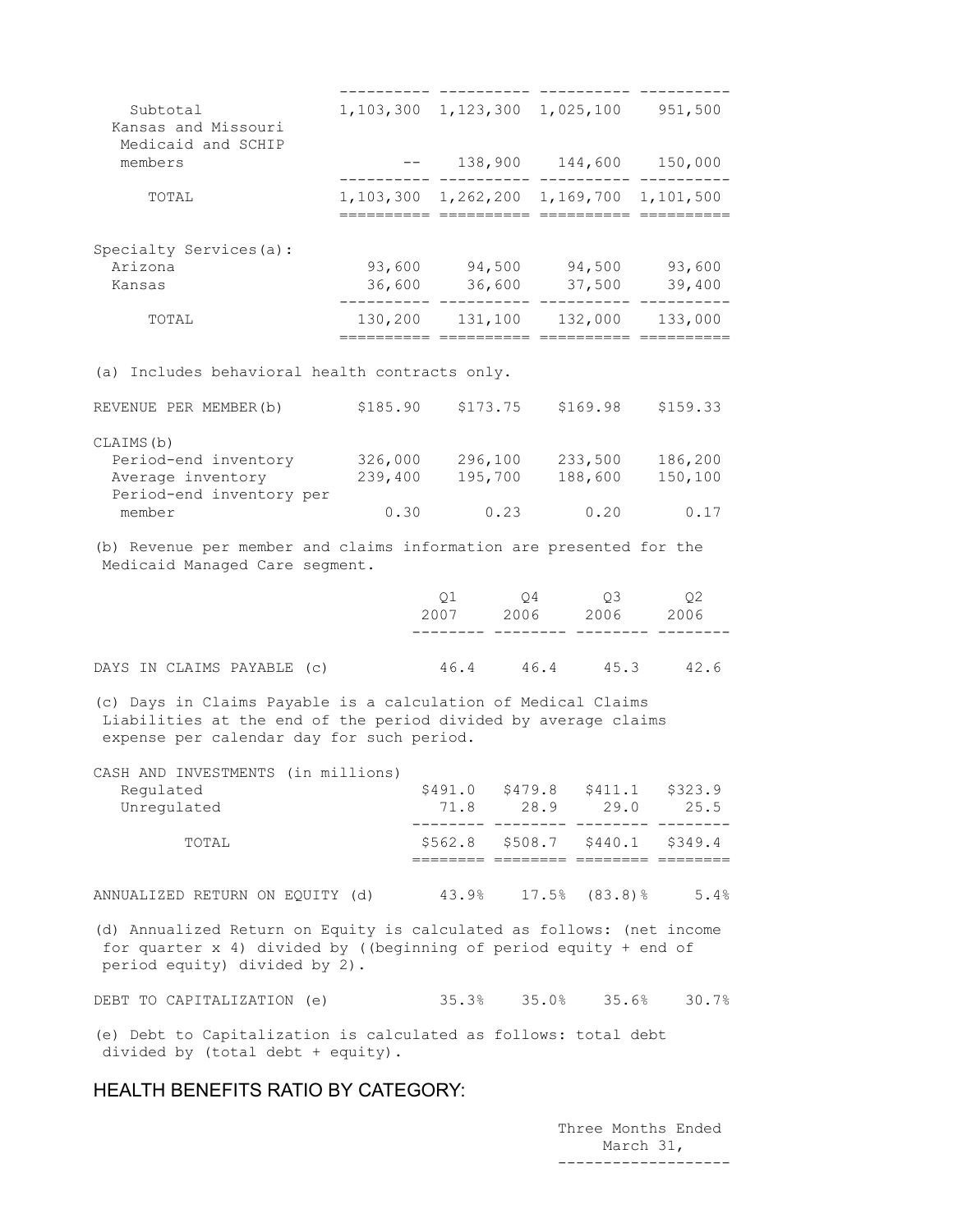| | | | | |
|---|---|---|---|---|
| Subtotal | 1,103,300 | 1,123,300 | 1,025,100 | 951,500 |
| Kansas and Missouri Medicaid and SCHIP members | -- | 138,900 | 144,600 | 150,000 |
| TOTAL | 1,103,300 | 1,262,200 | 1,169,700 | 1,101,500 |
| | | | | |
| Specialty Services(a): | | | | |
| Arizona | 93,600 | 94,500 | 94,500 | 93,600 |
| Kansas | 36,600 | 36,600 | 37,500 | 39,400 |
| TOTAL | 130,200 | 131,100 | 132,000 | 133,000 |

(a) Includes behavioral health contracts only.

| | | | | |
|---|---|---|---|---|
| REVENUE PER MEMBER(b) | $185.90 | $173.75 | $169.98 | $159.33 |
| CLAIMS(b) | | | | |
| Period-end inventory | 326,000 | 296,100 | 233,500 | 186,200 |
| Average inventory | 239,400 | 195,700 | 188,600 | 150,100 |
| Period-end inventory per member | 0.30 | 0.23 | 0.20 | 0.17 |

(b) Revenue per member and claims information are presented for the Medicaid Managed Care segment.

| | Q1 2007 | Q4 2006 | Q3 2006 | Q2 2006 |
|---|---|---|---|---|
| DAYS IN CLAIMS PAYABLE (c) | 46.4 | 46.4 | 45.3 | 42.6 |

(c) Days in Claims Payable is a calculation of Medical Claims Liabilities at the end of the period divided by average claims expense per calendar day for such period.

| | | | | |
|---|---|---|---|---|
| CASH AND INVESTMENTS (in millions) | | | | |
| Regulated | $491.0 | $479.8 | $411.1 | $323.9 |
| Unregulated | 71.8 | 28.9 | 29.0 | 25.5 |
| TOTAL | $562.8 | $508.7 | $440.1 | $349.4 |
| | | | | |
| ANNUALIZED RETURN ON EQUITY (d) | 43.9% | 17.5% | (83.8)% | 5.4% |

(d) Annualized Return on Equity is calculated as follows: (net income for quarter x 4) divided by ((beginning of period equity + end of period equity) divided by 2).

| | | | | |
|---|---|---|---|---|
| DEBT TO CAPITALIZATION (e) | 35.3% | 35.0% | 35.6% | 30.7% |

(e) Debt to Capitalization is calculated as follows: total debt divided by (total debt + equity).

## HEALTH BENEFITS RATIO BY CATEGORY:

Three Months Ended March 31,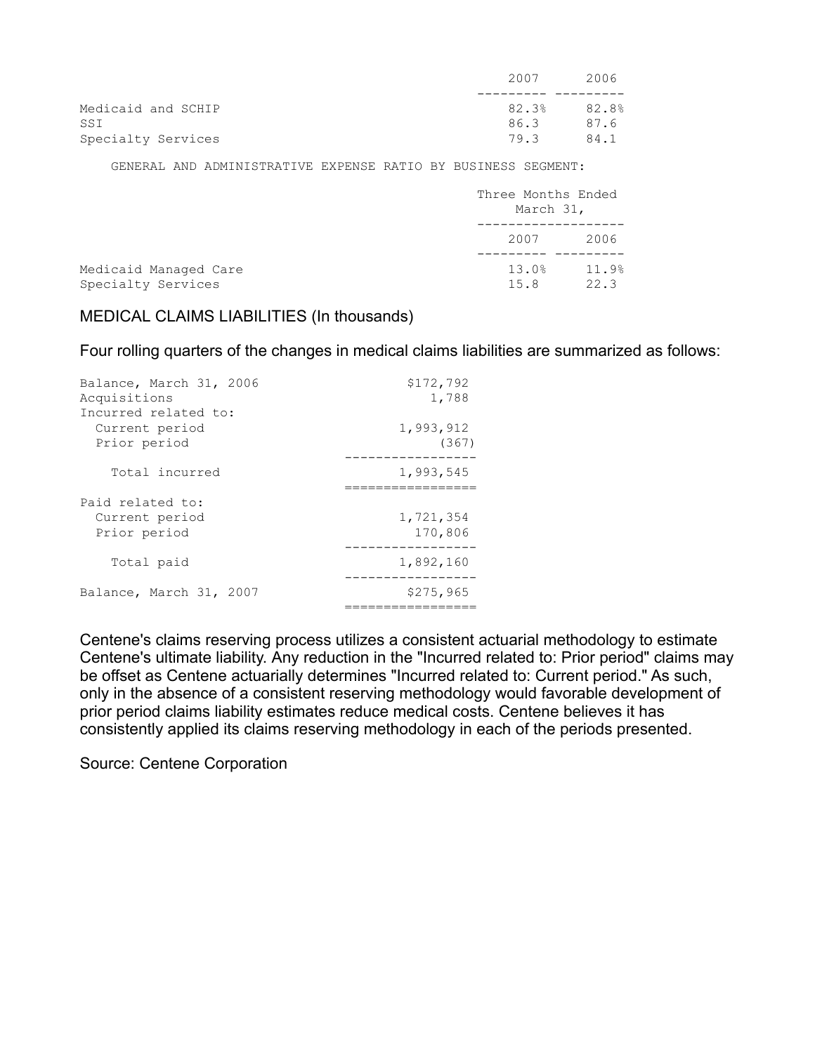| | 2007 | 2006 |
|---|---|---|
| Medicaid and SCHIP | 82.3% | 82.8% |
| SSI | 86.3 | 87.6 |
| Specialty Services | 79.3 | 84.1 |

GENERAL AND ADMINISTRATIVE EXPENSE RATIO BY BUSINESS SEGMENT:

| | Three Months Ended March 31, | |
|---|---|---|
| | 2007 | 2006 |
| Medicaid Managed Care | 13.0% | 11.9% |
| Specialty Services | 15.8 | 22.3 |

MEDICAL CLAIMS LIABILITIES (In thousands)

Four rolling quarters of the changes in medical claims liabilities are summarized as follows:

| | |
|---|---|
| Balance, March 31, 2006 | $172,792 |
| Acquisitions | 1,788 |
| Incurred related to: | |
| Current period | 1,993,912 |
| Prior period | (367) |
| Total incurred | 1,993,545 |
| Paid related to: | |
| Current period | 1,721,354 |
| Prior period | 170,806 |
| Total paid | 1,892,160 |
| Balance, March 31, 2007 | $275,965 |

Centene's claims reserving process utilizes a consistent actuarial methodology to estimate Centene's ultimate liability. Any reduction in the "Incurred related to: Prior period" claims may be offset as Centene actuarially determines "Incurred related to: Current period." As such, only in the absence of a consistent reserving methodology would favorable development of prior period claims liability estimates reduce medical costs. Centene believes it has consistently applied its claims reserving methodology in each of the periods presented.

Source: Centene Corporation